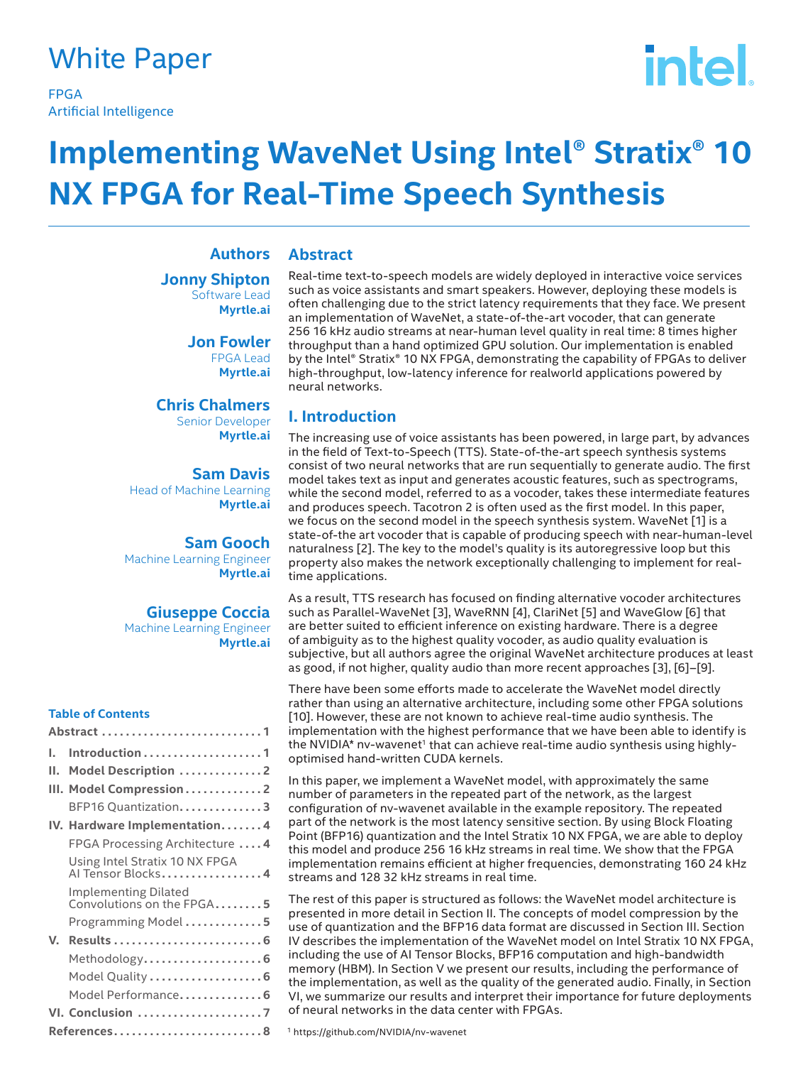White Paper

FPGA
Artificial Intelligence

# Implementing WaveNet Using Intel® Stratix® 10 NX FPGA for Real-Time Speech Synthesis

## Authors

**Jonny Shipton**
Software Lead
**Myrtle.ai**

**Jon Fowler**
FPGA Lead
**Myrtle.ai**

**Chris Chalmers**
Senior Developer
**Myrtle.ai**

**Sam Davis**
Head of Machine Learning
**Myrtle.ai**

**Sam Gooch**
Machine Learning Engineer
**Myrtle.ai**

**Giuseppe Coccia**
Machine Learning Engineer
**Myrtle.ai**

### Table of Contents

- Abstract ..... 1
- I. Introduction ..... 1
- II. Model Description ..... 2
- III. Model Compression ..... 2
  - BFP16 Quantization ..... 3
- IV. Hardware Implementation ..... 4
  - FPGA Processing Architecture ..... 4
  - Using Intel Stratix 10 NX FPGA AI Tensor Blocks ..... 4
  - Implementing Dilated Convolutions on the FPGA ..... 5
  - Programming Model ..... 5
- V. Results ..... 6
  - Methodology ..... 6
  - Model Quality ..... 6
  - Model Performance ..... 6
- VI. Conclusion ..... 7
- References ..... 8

## Abstract

Real-time text-to-speech models are widely deployed in interactive voice services such as voice assistants and smart speakers. However, deploying these models is often challenging due to the strict latency requirements that they face. We present an implementation of WaveNet, a state-of-the-art vocoder, that can generate 256 16 kHz audio streams at near-human level quality in real time: 8 times higher throughput than a hand optimized GPU solution. Our implementation is enabled by the Intel® Stratix® 10 NX FPGA, demonstrating the capability of FPGAs to deliver high-throughput, low-latency inference for realworld applications powered by neural networks.

## I. Introduction

The increasing use of voice assistants has been powered, in large part, by advances in the field of Text-to-Speech (TTS). State-of-the-art speech synthesis systems consist of two neural networks that are run sequentially to generate audio. The first model takes text as input and generates acoustic features, such as spectrograms, while the second model, referred to as a vocoder, takes these intermediate features and produces speech. Tacotron 2 is often used as the first model. In this paper, we focus on the second model in the speech synthesis system. WaveNet [1] is a state-of-the art vocoder that is capable of producing speech with near-human-level naturalness [2]. The key to the model's quality is its autoregressive loop but this property also makes the network exceptionally challenging to implement for real-time applications.

As a result, TTS research has focused on finding alternative vocoder architectures such as Parallel-WaveNet [3], WaveRNN [4], ClariNet [5] and WaveGlow [6] that are better suited to efficient inference on existing hardware. There is a degree of ambiguity as to the highest quality vocoder, as audio quality evaluation is subjective, but all authors agree the original WaveNet architecture produces at least as good, if not higher, quality audio than more recent approaches [3], [6]–[9].

There have been some efforts made to accelerate the WaveNet model directly rather than using an alternative architecture, including some other FPGA solutions [10]. However, these are not known to achieve real-time audio synthesis. The implementation with the highest performance that we have been able to identify is the NVIDIA* nv-wavenet[1] that can achieve real-time audio synthesis using highly-optimised hand-written CUDA kernels.

In this paper, we implement a WaveNet model, with approximately the same number of parameters in the repeated part of the network, as the largest configuration of nv-wavenet available in the example repository. The repeated part of the network is the most latency sensitive section. By using Block Floating Point (BFP16) quantization and the Intel Stratix 10 NX FPGA, we are able to deploy this model and produce 256 16 kHz streams in real time. We show that the FPGA implementation remains efficient at higher frequencies, demonstrating 160 24 kHz streams and 128 32 kHz streams in real time.

The rest of this paper is structured as follows: the WaveNet model architecture is presented in more detail in Section II. The concepts of model compression by the use of quantization and the BFP16 data format are discussed in Section III. Section IV describes the implementation of the WaveNet model on Intel Stratix 10 NX FPGA, including the use of AI Tensor Blocks, BFP16 computation and high-bandwidth memory (HBM). In Section V we present our results, including the performance of the implementation, as well as the quality of the generated audio. Finally, in Section VI, we summarize our results and interpret their importance for future deployments of neural networks in the data center with FPGAs.

[1] https://github.com/NVIDIA/nv-wavenet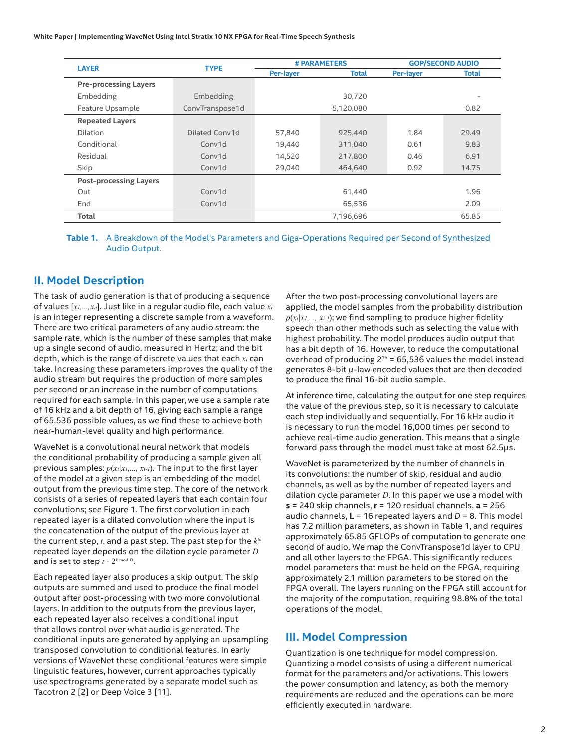| LAYER | TYPE | # PARAMETERS | | GOP/SECOND AUDIO | |
|---|---|---|---|---|---|
| | | Per-layer | Total | Per-layer | Total |
| **Pre-processing Layers** | | | | | |
| Embedding | Embedding | | 30,720 | | - |
| Feature Upsample | ConvTranspose1d | | 5,120,080 | | 0.82 |
| **Repeated Layers** | | | | | |
| Dilation | Dilated Conv1d | 57,840 | 925,440 | 1.84 | 29.49 |
| Conditional | Conv1d | 19,440 | 311,040 | 0.61 | 9.83 |
| Residual | Conv1d | 14,520 | 217,800 | 0.46 | 6.91 |
| Skip | Conv1d | 29,040 | 464,640 | 0.92 | 14.75 |
| **Post-processing Layers** | | | | | |
| Out | Conv1d | | 61,440 | | 1.96 |
| End | Conv1d | | 65,536 | | 2.09 |
| **Total** | | | 7,196,696 | | 65.85 |

**Table 1.** A Breakdown of the Model's Parameters and Giga-Operations Required per Second of Synthesized Audio Output.

## II. Model Description

The task of audio generation is that of producing a sequence of values $[x_1,...,x_n]$. Just like in a regular audio file, each value $x_i$ is an integer representing a discrete sample from a waveform. There are two critical parameters of any audio stream: the sample rate, which is the number of these samples that make up a single second of audio, measured in Hertz; and the bit depth, which is the range of discrete values that each $x_i$ can take. Increasing these parameters improves the quality of the audio stream but requires the production of more samples per second or an increase in the number of computations required for each sample. In this paper, we use a sample rate of 16 kHz and a bit depth of 16, giving each sample a range of 65,536 possible values, as we find these to achieve both near-human-level quality and high performance.

WaveNet is a convolutional neural network that models the conditional probability of producing a sample given all previous samples: $p(x_t|x_1,..., x_{t-1})$. The input to the first layer of the model at a given step is an embedding of the model output from the previous time step. The core of the network consists of a series of repeated layers that each contain four convolutions; see Figure 1. The first convolution in each repeated layer is a dilated convolution where the input is the concatenation of the output of the previous layer at the current step, $t$, and a past step. The past step for the $k^{th}$ repeated layer depends on the dilation cycle parameter $D$ and is set to step $t - 2^{k \bmod D}$.

Each repeated layer also produces a skip output. The skip outputs are summed and used to produce the final model output after post-processing with two more convolutional layers. In addition to the outputs from the previous layer, each repeated layer also receives a conditional input that allows control over what audio is generated. The conditional inputs are generated by applying an upsampling transposed convolution to conditional features. In early versions of WaveNet these conditional features were simple linguistic features, however, current approaches typically use spectrograms generated by a separate model such as Tacotron 2 [2] or Deep Voice 3 [11].

After the two post-processing convolutional layers are applied, the model samples from the probability distribution $p(x_t|x_1,..., x_{t-1})$; we find sampling to produce higher fidelity speech than other methods such as selecting the value with highest probability. The model produces audio output that has a bit depth of 16. However, to reduce the computational overhead of producing $2^{16}$ = 65,536 values the model instead generates 8-bit $\mu$-law encoded values that are then decoded to produce the final 16-bit audio sample.

At inference time, calculating the output for one step requires the value of the previous step, so it is necessary to calculate each step individually and sequentially. For 16 kHz audio it is necessary to run the model 16,000 times per second to achieve real-time audio generation. This means that a single forward pass through the model must take at most 62.5µs.

WaveNet is parameterized by the number of channels in its convolutions: the number of skip, residual and audio channels, as well as by the number of repeated layers and dilation cycle parameter $D$. In this paper we use a model with **s** = 240 skip channels, **r** = 120 residual channels, **a** = 256 audio channels, **L** = 16 repeated layers and $D$ = 8. This model has 7.2 million parameters, as shown in Table 1, and requires approximately 65.85 GFLOPs of computation to generate one second of audio. We map the ConvTranspose1d layer to CPU and all other layers to the FPGA. This significantly reduces model parameters that must be held on the FPGA, requiring approximately 2.1 million parameters to be stored on the FPGA overall. The layers running on the FPGA still account for the majority of the computation, requiring 98.8% of the total operations of the model.

## III. Model Compression

Quantization is one technique for model compression. Quantizing a model consists of using a different numerical format for the parameters and/or activations. This lowers the power consumption and latency, as both the memory requirements are reduced and the operations can be more efficiently executed in hardware.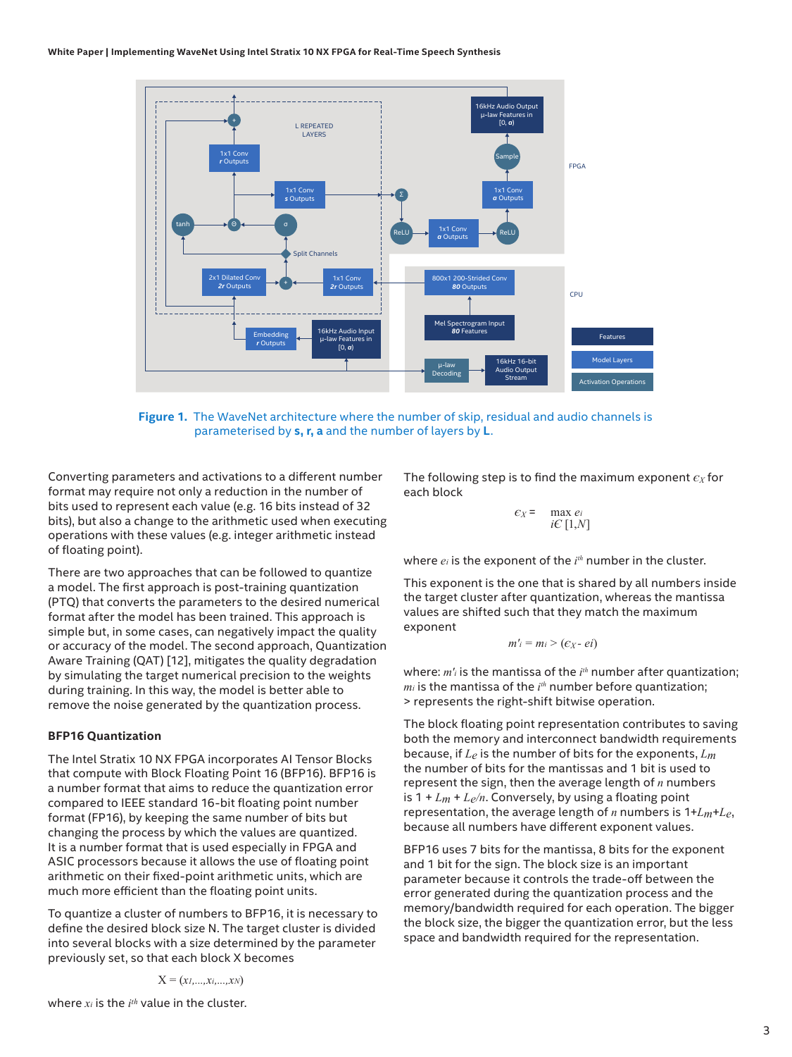Figure 1. The WaveNet architecture where the number of skip, residual and audio channels is parameterised by **s, r, a** and the number of layers by **L**.

Converting parameters and activations to a different number format may require not only a reduction in the number of bits used to represent each value (e.g. 16 bits instead of 32 bits), but also a change to the arithmetic used when executing operations with these values (e.g. integer arithmetic instead of floating point).

There are two approaches that can be followed to quantize a model. The first approach is post-training quantization (PTQ) that converts the parameters to the desired numerical format after the model has been trained. This approach is simple but, in some cases, can negatively impact the quality or accuracy of the model. The second approach, Quantization Aware Training (QAT) [12], mitigates the quality degradation by simulating the target numerical precision to the weights during training. In this way, the model is better able to remove the noise generated by the quantization process.

### BFP16 Quantization

The Intel Stratix 10 NX FPGA incorporates AI Tensor Blocks that compute with Block Floating Point 16 (BFP16). BFP16 is a number format that aims to reduce the quantization error compared to IEEE standard 16-bit floating point number format (FP16), by keeping the same number of bits but changing the process by which the values are quantized. It is a number format that is used especially in FPGA and ASIC processors because it allows the use of floating point arithmetic on their fixed-point arithmetic units, which are much more efficient than the floating point units.

To quantize a cluster of numbers to BFP16, it is necessary to define the desired block size N. The target cluster is divided into several blocks with a size determined by the parameter previously set, so that each block X becomes

$$X = (x_1, \ldots, x_i, \ldots, x_N)$$

where $x_i$ is the $i^{th}$ value in the cluster.

The following step is to find the maximum exponent $\epsilon_X$ for each block

$$\epsilon_X = \max_{i \in [1,N]} e_i$$

where $e_i$ is the exponent of the $i^{th}$ number in the cluster.

This exponent is the one that is shared by all numbers inside the target cluster after quantization, whereas the mantissa values are shifted such that they match the maximum exponent

$$m'_i = m_i > (\epsilon_X - e_i)$$

where: $m'_i$ is the mantissa of the $i^{th}$ number after quantization; $m_i$ is the mantissa of the $i^{th}$ number before quantization; > represents the right-shift bitwise operation.

The block floating point representation contributes to saving both the memory and interconnect bandwidth requirements because, if $L_e$ is the number of bits for the exponents, $L_m$ the number of bits for the mantissas and 1 bit is used to represent the sign, then the average length of $n$ numbers is $1 + L_m + L_e/n$. Conversely, by using a floating point representation, the average length of $n$ numbers is $1+L_m+L_e$, because all numbers have different exponent values.

BFP16 uses 7 bits for the mantissa, 8 bits for the exponent and 1 bit for the sign. The block size is an important parameter because it controls the trade-off between the error generated during the quantization process and the memory/bandwidth required for each operation. The bigger the block size, the bigger the quantization error, but the less space and bandwidth required for the representation.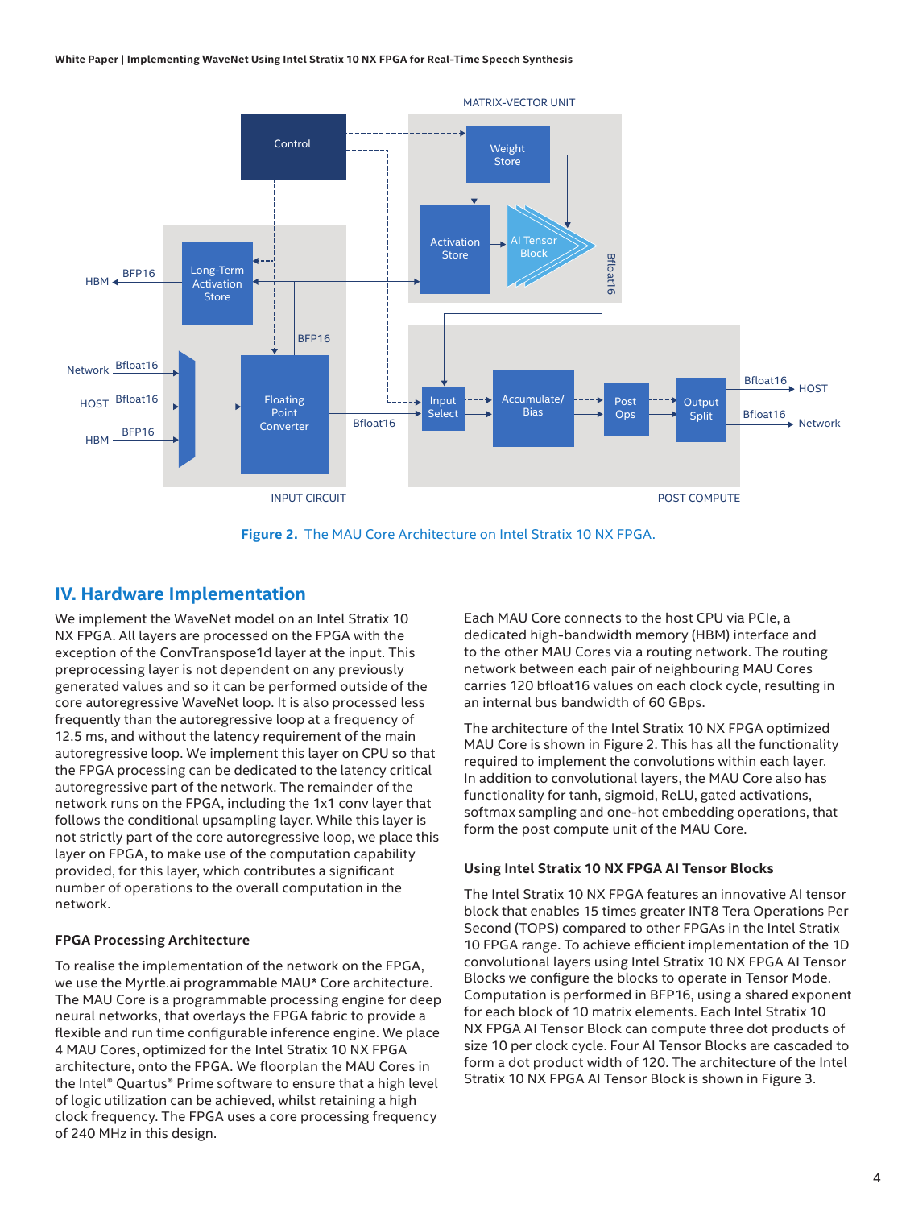Figure 2. The MAU Core Architecture on Intel Stratix 10 NX FPGA.

## IV. Hardware Implementation

We implement the WaveNet model on an Intel Stratix 10 NX FPGA. All layers are processed on the FPGA with the exception of the ConvTranspose1d layer at the input. This preprocessing layer is not dependent on any previously generated values and so it can be performed outside of the core autoregressive WaveNet loop. It is also processed less frequently than the autoregressive loop at a frequency of 12.5 ms, and without the latency requirement of the main autoregressive loop. We implement this layer on CPU so that the FPGA processing can be dedicated to the latency critical autoregressive part of the network. The remainder of the network runs on the FPGA, including the 1x1 conv layer that follows the conditional upsampling layer. While this layer is not strictly part of the core autoregressive loop, we place this layer on FPGA, to make use of the computation capability provided, for this layer, which contributes a significant number of operations to the overall computation in the network.

### FPGA Processing Architecture

To realise the implementation of the network on the FPGA, we use the Myrtle.ai programmable MAU* Core architecture. The MAU Core is a programmable processing engine for deep neural networks, that overlays the FPGA fabric to provide a flexible and run time configurable inference engine. We place 4 MAU Cores, optimized for the Intel Stratix 10 NX FPGA architecture, onto the FPGA. We floorplan the MAU Cores in the Intel® Quartus® Prime software to ensure that a high level of logic utilization can be achieved, whilst retaining a high clock frequency. The FPGA uses a core processing frequency of 240 MHz in this design.

Each MAU Core connects to the host CPU via PCIe, a dedicated high-bandwidth memory (HBM) interface and to the other MAU Cores via a routing network. The routing network between each pair of neighbouring MAU Cores carries 120 bfloat16 values on each clock cycle, resulting in an internal bus bandwidth of 60 GBps.

The architecture of the Intel Stratix 10 NX FPGA optimized MAU Core is shown in Figure 2. This has all the functionality required to implement the convolutions within each layer. In addition to convolutional layers, the MAU Core also has functionality for tanh, sigmoid, ReLU, gated activations, softmax sampling and one-hot embedding operations, that form the post compute unit of the MAU Core.

### Using Intel Stratix 10 NX FPGA AI Tensor Blocks

The Intel Stratix 10 NX FPGA features an innovative AI tensor block that enables 15 times greater INT8 Tera Operations Per Second (TOPS) compared to other FPGAs in the Intel Stratix 10 FPGA range. To achieve efficient implementation of the 1D convolutional layers using Intel Stratix 10 NX FPGA AI Tensor Blocks we configure the blocks to operate in Tensor Mode. Computation is performed in BFP16, using a shared exponent for each block of 10 matrix elements. Each Intel Stratix 10 NX FPGA AI Tensor Block can compute three dot products of size 10 per clock cycle. Four AI Tensor Blocks are cascaded to form a dot product width of 120. The architecture of the Intel Stratix 10 NX FPGA AI Tensor Block is shown in Figure 3.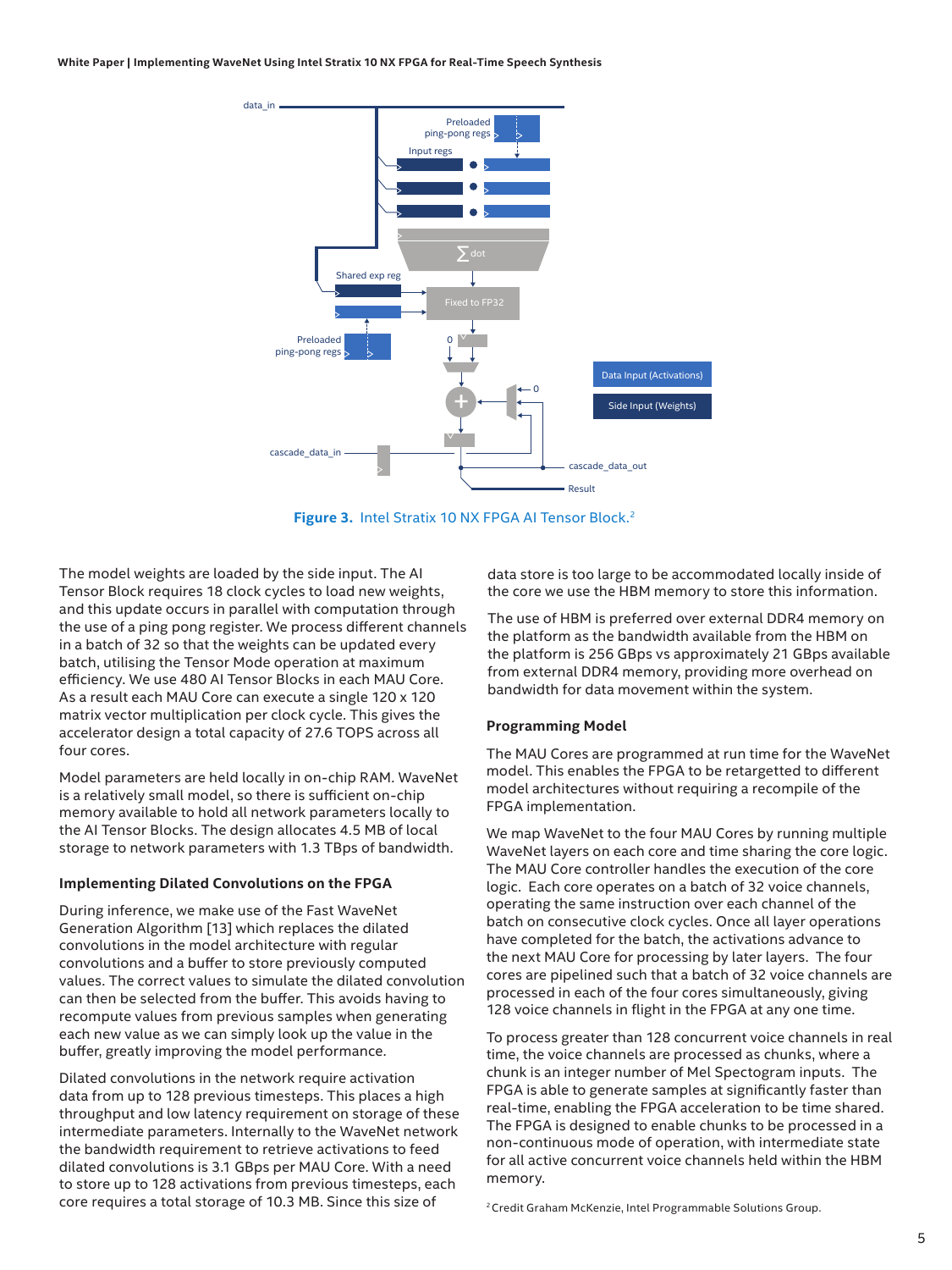**Figure 3.** Intel Stratix 10 NX FPGA AI Tensor Block.[2]

The model weights are loaded by the side input. The AI Tensor Block requires 18 clock cycles to load new weights, and this update occurs in parallel with computation through the use of a ping pong register. We process different channels in a batch of 32 so that the weights can be updated every batch, utilising the Tensor Mode operation at maximum efficiency. We use 480 AI Tensor Blocks in each MAU Core. As a result each MAU Core can execute a single 120 x 120 matrix vector multiplication per clock cycle. This gives the accelerator design a total capacity of 27.6 TOPS across all four cores.

Model parameters are held locally in on-chip RAM. WaveNet is a relatively small model, so there is sufficient on-chip memory available to hold all network parameters locally to the AI Tensor Blocks. The design allocates 4.5 MB of local storage to network parameters with 1.3 TBps of bandwidth.

### Implementing Dilated Convolutions on the FPGA

During inference, we make use of the Fast WaveNet Generation Algorithm [13] which replaces the dilated convolutions in the model architecture with regular convolutions and a buffer to store previously computed values. The correct values to simulate the dilated convolution can then be selected from the buffer. This avoids having to recompute values from previous samples when generating each new value as we can simply look up the value in the buffer, greatly improving the model performance.

Dilated convolutions in the network require activation data from up to 128 previous timesteps. This places a high throughput and low latency requirement on storage of these intermediate parameters. Internally to the WaveNet network the bandwidth requirement to retrieve activations to feed dilated convolutions is 3.1 GBps per MAU Core. With a need to store up to 128 activations from previous timesteps, each core requires a total storage of 10.3 MB. Since this size of data store is too large to be accommodated locally inside of the core we use the HBM memory to store this information.

The use of HBM is preferred over external DDR4 memory on the platform as the bandwidth available from the HBM on the platform is 256 GBps vs approximately 21 GBps available from external DDR4 memory, providing more overhead on bandwidth for data movement within the system.

### Programming Model

The MAU Cores are programmed at run time for the WaveNet model. This enables the FPGA to be retargetted to different model architectures without requiring a recompile of the FPGA implementation.

We map WaveNet to the four MAU Cores by running multiple WaveNet layers on each core and time sharing the core logic. The MAU Core controller handles the execution of the core logic. Each core operates on a batch of 32 voice channels, operating the same instruction over each channel of the batch on consecutive clock cycles. Once all layer operations have completed for the batch, the activations advance to the next MAU Core for processing by later layers. The four cores are pipelined such that a batch of 32 voice channels are processed in each of the four cores simultaneously, giving 128 voice channels in flight in the FPGA at any one time.

To process greater than 128 concurrent voice channels in real time, the voice channels are processed as chunks, where a chunk is an integer number of Mel Spectogram inputs. The FPGA is able to generate samples at significantly faster than real-time, enabling the FPGA acceleration to be time shared. The FPGA is designed to enable chunks to be processed in a non-continuous mode of operation, with intermediate state for all active concurrent voice channels held within the HBM memory.

[2] Credit Graham McKenzie, Intel Programmable Solutions Group.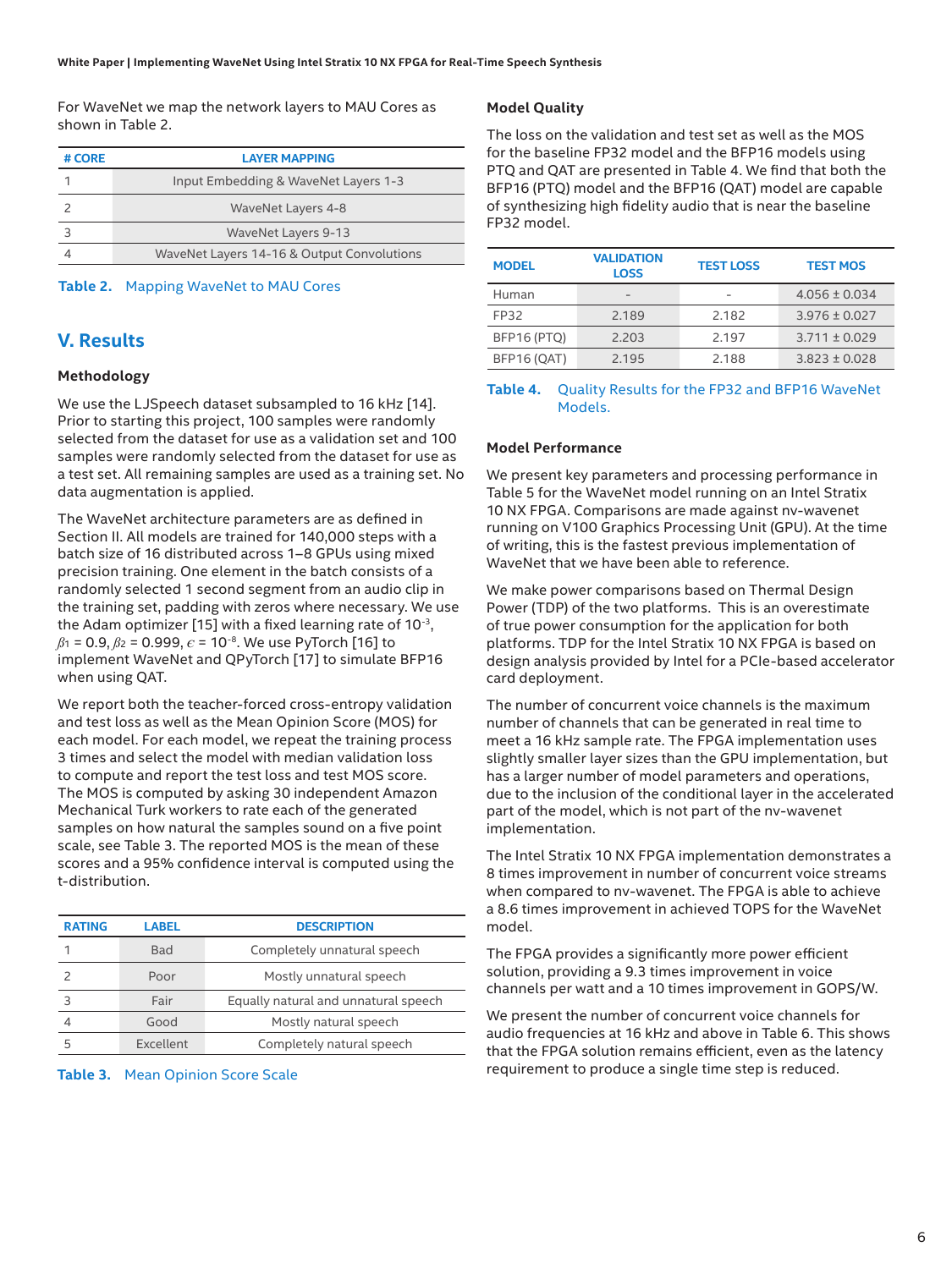For WaveNet we map the network layers to MAU Cores as shown in Table 2.

| # CORE | LAYER MAPPING |
|---|---|
| 1 | Input Embedding & WaveNet Layers 1-3 |
| 2 | WaveNet Layers 4-8 |
| 3 | WaveNet Layers 9-13 |
| 4 | WaveNet Layers 14-16 & Output Convolutions |

**Table 2.** Mapping WaveNet to MAU Cores

## V. Results

### Methodology

We use the LJSpeech dataset subsampled to 16 kHz [14]. Prior to starting this project, 100 samples were randomly selected from the dataset for use as a validation set and 100 samples were randomly selected from the dataset for use as a test set. All remaining samples are used as a training set. No data augmentation is applied.

The WaveNet architecture parameters are as defined in Section II. All models are trained for 140,000 steps with a batch size of 16 distributed across 1–8 GPUs using mixed precision training. One element in the batch consists of a randomly selected 1 second segment from an audio clip in the training set, padding with zeros where necessary. We use the Adam optimizer [15] with a fixed learning rate of $10^{-3}$, $\beta_1 = 0.9$, $\beta_2 = 0.999$, $\epsilon = 10^{-8}$. We use PyTorch [16] to implement WaveNet and QPyTorch [17] to simulate BFP16 when using QAT.

We report both the teacher-forced cross-entropy validation and test loss as well as the Mean Opinion Score (MOS) for each model. For each model, we repeat the training process 3 times and select the model with median validation loss to compute and report the test loss and test MOS score. The MOS is computed by asking 30 independent Amazon Mechanical Turk workers to rate each of the generated samples on how natural the samples sound on a five point scale, see Table 3. The reported MOS is the mean of these scores and a 95% confidence interval is computed using the t-distribution.

| RATING | LABEL | DESCRIPTION |
|---|---|---|
| 1 | Bad | Completely unatural speech |
| 2 | Poor | Mostly unnatural speech |
| 3 | Fair | Equally natural and unnatural speech |
| 4 | Good | Mostly natural speech |
| 5 | Excellent | Completely natural speech |

**Table 3.** Mean Opinion Score Scale

### Model Quality

The loss on the validation and test set as well as the MOS for the baseline FP32 model and the BFP16 models using PTQ and QAT are presented in Table 4. We find that both the BFP16 (PTQ) model and the BFP16 (QAT) model are capable of synthesizing high fidelity audio that is near the baseline FP32 model.

| MODEL | VALIDATION LOSS | TEST LOSS | TEST MOS |
|---|---|---|---|
| Human | - | - | 4.056 ± 0.034 |
| FP32 | 2.189 | 2.182 | 3.976 ± 0.027 |
| BFP16 (PTQ) | 2.203 | 2.197 | 3.711 ± 0.029 |
| BFP16 (QAT) | 2.195 | 2.188 | 3.823 ± 0.028 |

**Table 4.** Quality Results for the FP32 and BFP16 WaveNet Models.

### Model Performance

We present key parameters and processing performance in Table 5 for the WaveNet model running on an Intel Stratix 10 NX FPGA. Comparisons are made against nv-wavenet running on V100 Graphics Processing Unit (GPU). At the time of writing, this is the fastest previous implementation of WaveNet that we have been able to reference.

We make power comparisons based on Thermal Design Power (TDP) of the two platforms. This is an overestimate of true power consumption for the application for both platforms. TDP for the Intel Stratix 10 NX FPGA is based on design analysis provided by Intel for a PCIe-based accelerator card deployment.

The number of concurrent voice channels is the maximum number of channels that can be generated in real time to meet a 16 kHz sample rate. The FPGA implementation uses slightly smaller layer sizes than the GPU implementation, but has a larger number of model parameters and operations, due to the inclusion of the conditional layer in the accelerated part of the model, which is not part of the nv-wavenet implementation.

The Intel Stratix 10 NX FPGA implementation demonstrates a 8 times improvement in number of concurrent voice streams when compared to nv-wavenet. The FPGA is able to achieve a 8.6 times improvement in achieved TOPS for the WaveNet model.

The FPGA provides a significantly more power efficient solution, providing a 9.3 times improvement in voice channels per watt and a 10 times improvement in GOPS/W.

We present the number of concurrent voice channels for audio frequencies at 16 kHz and above in Table 6. This shows that the FPGA solution remains efficient, even as the latency requirement to produce a single time step is reduced.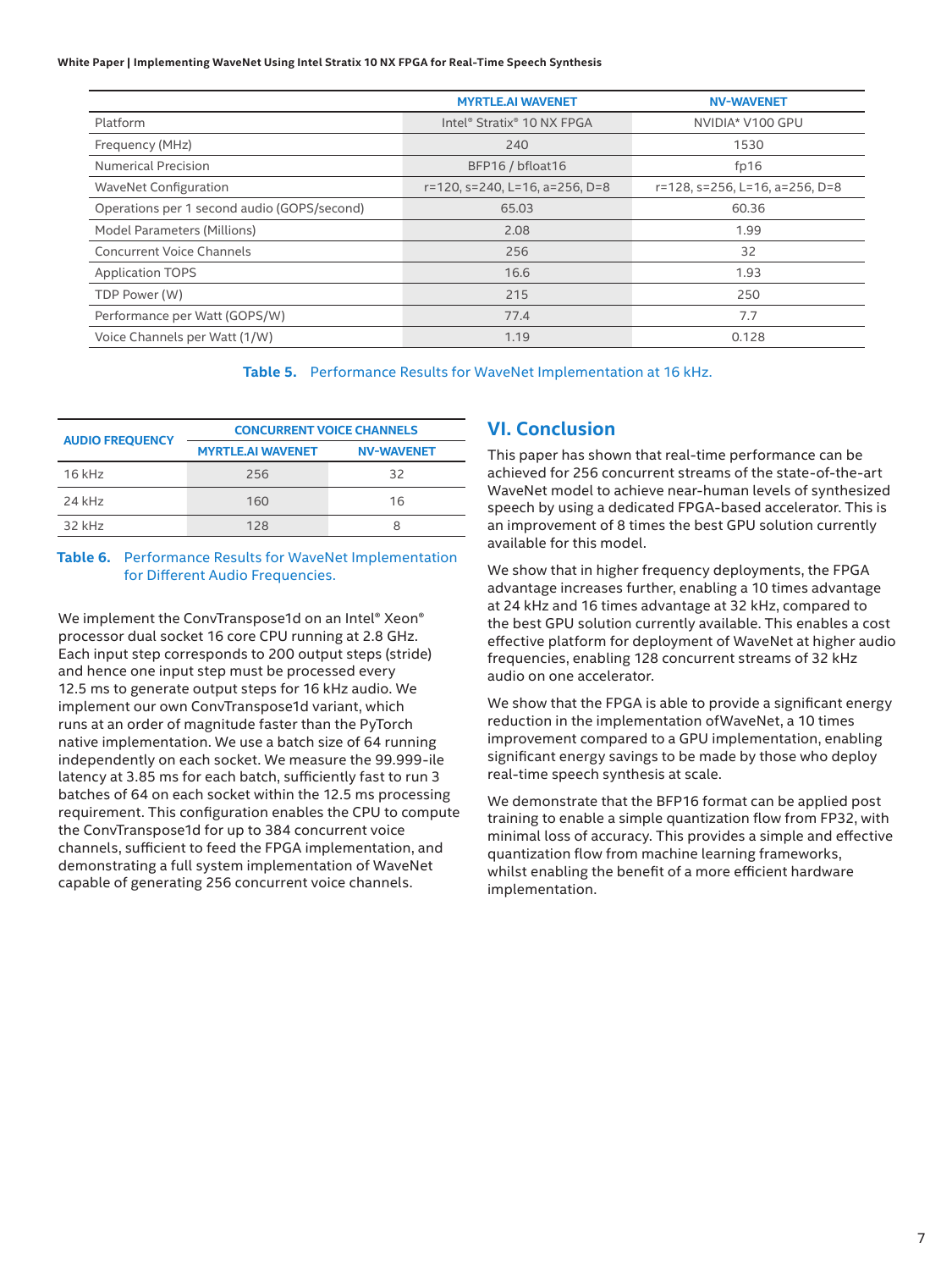| | MYRTLE.AI WAVENET | NV-WAVENET |
|---|---|---|
| Platform | Intel® Stratix® 10 NX FPGA | NVIDIA* V100 GPU |
| Frequency (MHz) | 240 | 1530 |
| Numerical Precision | BFP16 / bfloat16 | fp16 |
| WaveNet Configuration | r=120, s=240, L=16, a=256, D=8 | r=128, s=256, L=16, a=256, D=8 |
| Operations per 1 second audio (GOPS/second) | 65.03 | 60.36 |
| Model Parameters (Millions) | 2.08 | 1.99 |
| Concurrent Voice Channels | 256 | 32 |
| Application TOPS | 16.6 | 1.93 |
| TDP Power (W) | 215 | 250 |
| Performance per Watt (GOPS/W) | 77.4 | 7.7 |
| Voice Channels per Watt (1/W) | 1.19 | 0.128 |

**Table 5.** Performance Results for WaveNet Implementation at 16 kHz.

| AUDIO FREQUENCY | CONCURRENT VOICE CHANNELS | |
|---|---|---|
| | MYRTLE.AI WAVENET | NV-WAVENET |
| 16 kHz | 256 | 32 |
| 24 kHz | 160 | 16 |
| 32 kHz | 128 | 8 |

**Table 6.** Performance Results for WaveNet Implementation for Different Audio Frequencies.

We implement the ConvTranspose1d on an Intel® Xeon® processor dual socket 16 core CPU running at 2.8 GHz. Each input step corresponds to 200 output steps (stride) and hence one input step must be processed every 12.5 ms to generate output steps for 16 kHz audio. We implement our own ConvTranspose1d variant, which runs at an order of magnitude faster than the PyTorch native implementation. We use a batch size of 64 running independently on each socket. We measure the 99.999-ile latency at 3.85 ms for each batch, sufficiently fast to run 3 batches of 64 on each socket within the 12.5 ms processing requirement. This configuration enables the CPU to compute the ConvTranspose1d for up to 384 concurrent voice channels, sufficient to feed the FPGA implementation, and demonstrating a full system implementation of WaveNet capable of generating 256 concurrent voice channels.

## VI. Conclusion

This paper has shown that real-time performance can be achieved for 256 concurrent streams of the state-of-the-art WaveNet model to achieve near-human levels of synthesized speech by using a dedicated FPGA-based accelerator. This is an improvement of 8 times the best GPU solution currently available for this model.

We show that in higher frequency deployments, the FPGA advantage increases further, enabling a 10 times advantage at 24 kHz and 16 times advantage at 32 kHz, compared to the best GPU solution currently available. This enables a cost effective platform for deployment of WaveNet at higher audio frequencies, enabling 128 concurrent streams of 32 kHz audio on one accelerator.

We show that the FPGA is able to provide a significant energy reduction in the implementation ofWaveNet, a 10 times improvement compared to a GPU implementation, enabling significant energy savings to be made by those who deploy real-time speech synthesis at scale.

We demonstrate that the BFP16 format can be applied post training to enable a simple quantization flow from FP32, with minimal loss of accuracy. This provides a simple and effective quantization flow from machine learning frameworks, whilst enabling the benefit of a more efficient hardware implementation.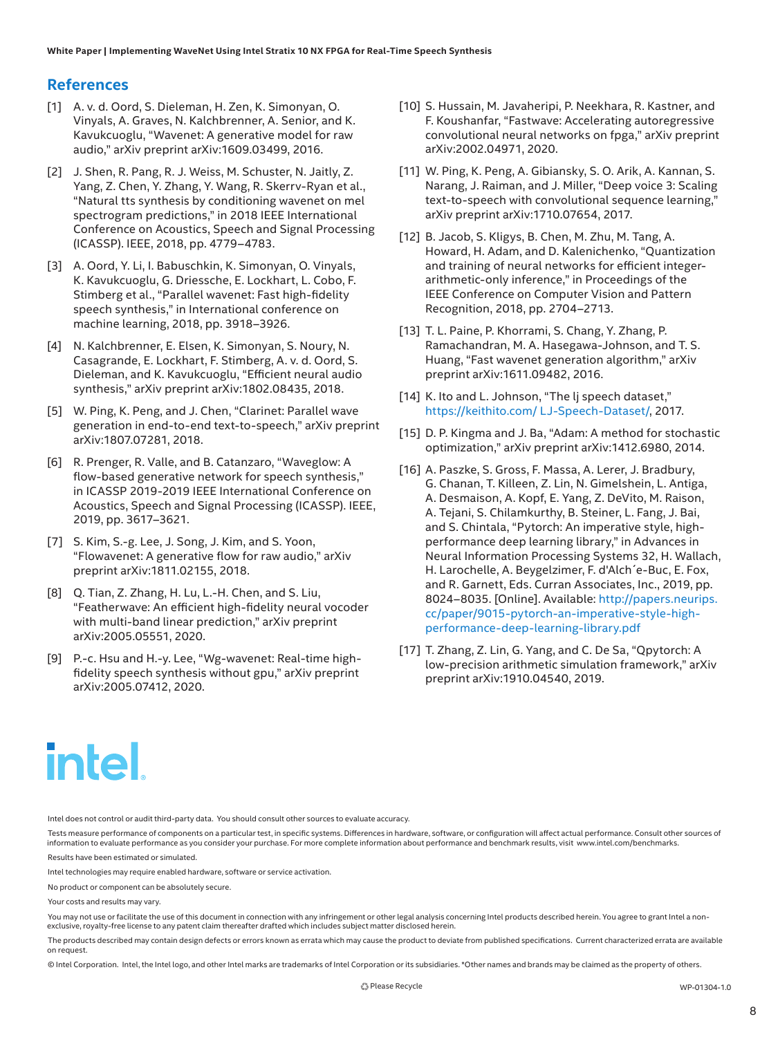## References

[1] A. v. d. Oord, S. Dieleman, H. Zen, K. Simonyan, O. Vinyals, A. Graves, N. Kalchbrenner, A. Senior, and K. Kavukcuoglu, "Wavenet: A generative model for raw audio," arXiv preprint arXiv:1609.03499, 2016.

[2] J. Shen, R. Pang, R. J. Weiss, M. Schuster, N. Jaitly, Z. Yang, Z. Chen, Y. Zhang, Y. Wang, R. Skerrv-Ryan et al., "Natural tts synthesis by conditioning wavenet on mel spectrogram predictions," in 2018 IEEE International Conference on Acoustics, Speech and Signal Processing (ICASSP). IEEE, 2018, pp. 4779–4783.

[3] A. Oord, Y. Li, I. Babuschkin, K. Simonyan, O. Vinyals, K. Kavukcuoglu, G. Driessche, E. Lockhart, L. Cobo, F. Stimberg et al., "Parallel wavenet: Fast high-fidelity speech synthesis," in International conference on machine learning, 2018, pp. 3918–3926.

[4] N. Kalchbrenner, E. Elsen, K. Simonyan, S. Noury, N. Casagrande, E. Lockhart, F. Stimberg, A. v. d. Oord, S. Dieleman, and K. Kavukcuoglu, "Efficient neural audio synthesis," arXiv preprint arXiv:1802.08435, 2018.

[5] W. Ping, K. Peng, and J. Chen, "Clarinet: Parallel wave generation in end-to-end text-to-speech," arXiv preprint arXiv:1807.07281, 2018.

[6] R. Prenger, R. Valle, and B. Catanzaro, "Waveglow: A flow-based generative network for speech synthesis," in ICASSP 2019-2019 IEEE International Conference on Acoustics, Speech and Signal Processing (ICASSP). IEEE, 2019, pp. 3617–3621.

[7] S. Kim, S.-g. Lee, J. Song, J. Kim, and S. Yoon, "Flowavenet: A generative flow for raw audio," arXiv preprint arXiv:1811.02155, 2018.

[8] Q. Tian, Z. Zhang, H. Lu, L.-H. Chen, and S. Liu, "Featherwave: An efficient high-fidelity neural vocoder with multi-band linear prediction," arXiv preprint arXiv:2005.05551, 2020.

[9] P.-c. Hsu and H.-y. Lee, "Wg-wavenet: Real-time high-fidelity speech synthesis without gpu," arXiv preprint arXiv:2005.07412, 2020.

[10] S. Hussain, M. Javaheripi, P. Neekhara, R. Kastner, and F. Koushanfar, "Fastwave: Accelerating autoregressive convolutional neural networks on fpga," arXiv preprint arXiv:2002.04971, 2020.

[11] W. Ping, K. Peng, A. Gibiansky, S. O. Arik, A. Kannan, S. Narang, J. Raiman, and J. Miller, "Deep voice 3: Scaling text-to-speech with convolutional sequence learning," arXiv preprint arXiv:1710.07654, 2017.

[12] B. Jacob, S. Kligys, B. Chen, M. Zhu, M. Tang, A. Howard, H. Adam, and D. Kalenichenko, "Quantization and training of neural networks for efficient integer-arithmetic-only inference," in Proceedings of the IEEE Conference on Computer Vision and Pattern Recognition, 2018, pp. 2704–2713.

[13] T. L. Paine, P. Khorrami, S. Chang, Y. Zhang, P. Ramachandran, M. A. Hasegawa-Johnson, and T. S. Huang, "Fast wavenet generation algorithm," arXiv preprint arXiv:1611.09482, 2016.

[14] K. Ito and L. Johnson, "The lj speech dataset," https://keithito.com/ LJ-Speech-Dataset/, 2017.

[15] D. P. Kingma and J. Ba, "Adam: A method for stochastic optimization," arXiv preprint arXiv:1412.6980, 2014.

[16] A. Paszke, S. Gross, F. Massa, A. Lerer, J. Bradbury, G. Chanan, T. Killeen, Z. Lin, N. Gimelshein, L. Antiga, A. Desmaison, A. Kopf, E. Yang, Z. DeVito, M. Raison, A. Tejani, S. Chilamkurthy, B. Steiner, L. Fang, J. Bai, and S. Chintala, "Pytorch: An imperative style, high-performance deep learning library," in Advances in Neural Information Processing Systems 32, H. Wallach, H. Larochelle, A. Beygelzimer, F. d'Alch´e-Buc, E. Fox, and R. Garnett, Eds. Curran Associates, Inc., 2019, pp. 8024–8035. [Online]. Available: http://papers.neurips.cc/paper/9015-pytorch-an-imperative-style-high-performance-deep-learning-library.pdf

[17] T. Zhang, Z. Lin, G. Yang, and C. De Sa, "Qpytorch: A low-precision arithmetic simulation framework," arXiv preprint arXiv:1910.04540, 2019.

intel.

Intel does not control or audit third-party data. You should consult other sources to evaluate accuracy.

Tests measure performance of components on a particular test, in specific systems. Differences in hardware, software, or configuration will affect actual performance. Consult other sources of information to evaluate performance as you consider your purchase. For more complete information about performance and benchmark results, visit www.intel.com/benchmarks.

Results have been estimated or simulated.

Intel technologies may require enabled hardware, software or service activation.

No product or component can be absolutely secure.

Your costs and results may vary.

You may not use or facilitate the use of this document in connection with any infringement or other legal analysis concerning Intel products described herein. You agree to grant Intel a non-exclusive, royalty-free license to any patent claim thereafter drafted which includes subject matter disclosed herein.

The products described may contain design defects or errors known as errata which may cause the product to deviate from published specifications. Current characterized errata are available on request.

© Intel Corporation. Intel, the Intel logo, and other Intel marks are trademarks of Intel Corporation or its subsidiaries. *Other names and brands may be claimed as the property of others.

Please Recycle

WP-01304-1.0